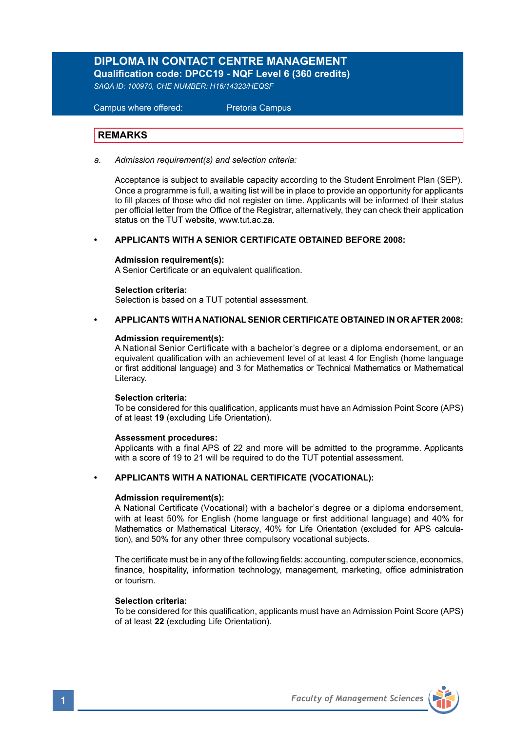# DIPLOMA IN CONTACT CENTRE MANAGEMENT

**Qualification code: DPCC19 - NQF Level 6 (360 credits)**

*SAQA ID: 100970, CHE NUMBER: H16/14323/HEQSF*

Campus where offered: Pretoria Campus

## REMARKS

a. *Admission requirement(s) and selection criteria:*

Acceptance is subject to available capacity according to the Student Enrolment Plan (SEP). Once a programme is full, a waiting list will be in place to provide an opportunity for applicants to fill places of those who did not register on time. Applicants will be informed of their status per official letter from the Office of the Registrar, alternatively, they can check their application status on the TUT website, www.tut.ac.za.

- **APPLICANTS WITH A SENIOR CERTIFICATE OBTAINED BEFORE 2008:**

**Admission requirement(s):**
A Senior Certificate or an equivalent qualification.

**Selection criteria:**
Selection is based on a TUT potential assessment.

- **APPLICANTS WITH A NATIONAL SENIOR CERTIFICATE OBTAINED IN OR AFTER 2008:**

**Admission requirement(s):**
A National Senior Certificate with a bachelor's degree or a diploma endorsement, or an equivalent qualification with an achievement level of at least 4 for English (home language or first additional language) and 3 for Mathematics or Technical Mathematics or Mathematical Literacy.

**Selection criteria:**
To be considered for this qualification, applicants must have an Admission Point Score (APS) of at least **19** (excluding Life Orientation).

**Assessment procedures:**
Applicants with a final APS of 22 and more will be admitted to the programme. Applicants with a score of 19 to 21 will be required to do the TUT potential assessment.

- **APPLICANTS WITH A NATIONAL CERTIFICATE (VOCATIONAL):**

**Admission requirement(s):**
A National Certificate (Vocational) with a bachelor's degree or a diploma endorsement, with at least 50% for English (home language or first additional language) and 40% for Mathematics or Mathematical Literacy, 40% for Life Orientation (excluded for APS calculation), and 50% for any other three compulsory vocational subjects.

The certificate must be in any of the following fields: accounting, computer science, economics, finance, hospitality, information technology, management, marketing, office administration or tourism.

**Selection criteria:**
To be considered for this qualification, applicants must have an Admission Point Score (APS) of at least **22** (excluding Life Orientation).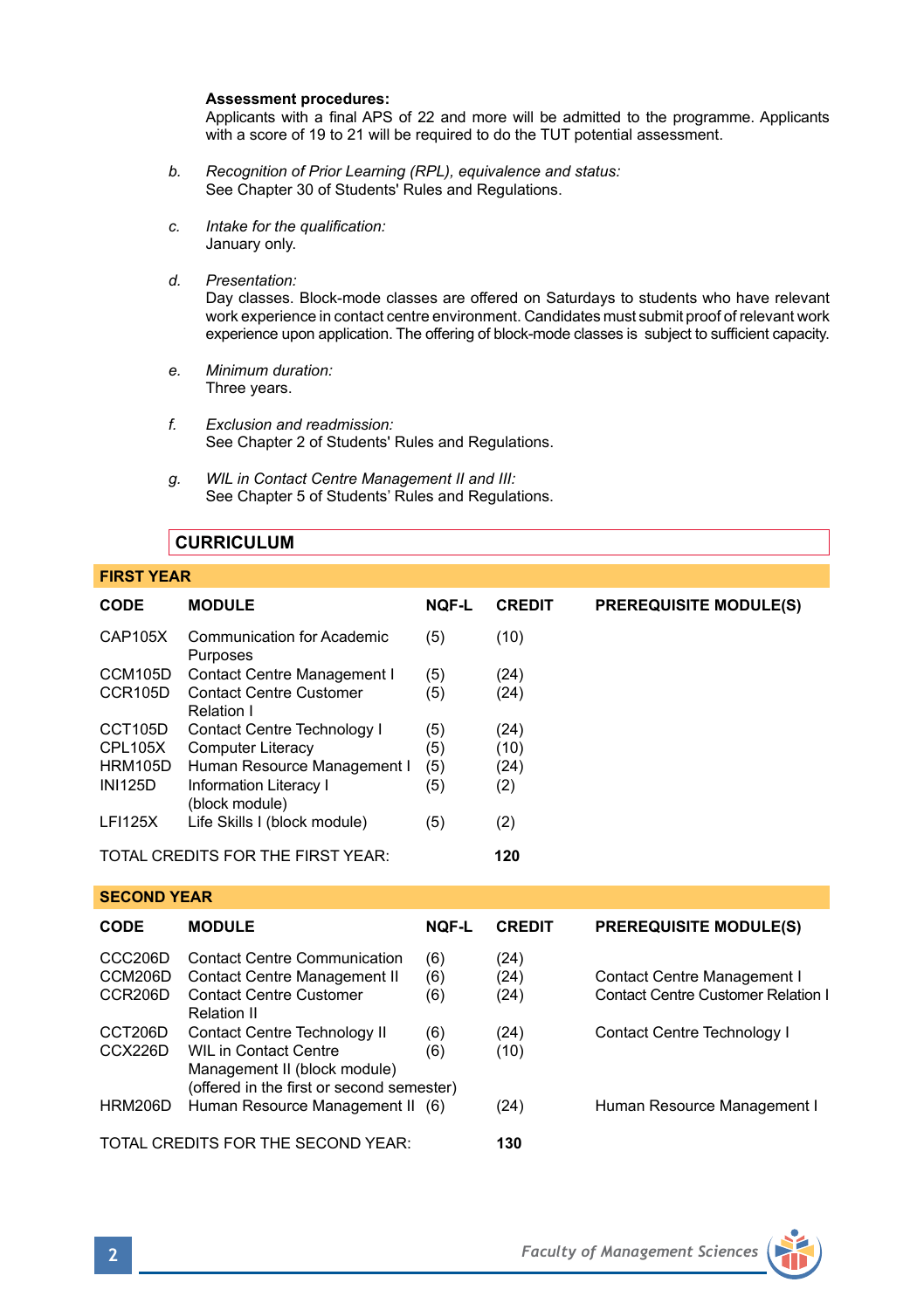**Assessment procedures:**
Applicants with a final APS of 22 and more will be admitted to the programme. Applicants with a score of 19 to 21 will be required to do the TUT potential assessment.

*b. Recognition of Prior Learning (RPL), equivalence and status:*
See Chapter 30 of Students' Rules and Regulations.

*c. Intake for the qualification:*
January only.

*d. Presentation:*
Day classes. Block-mode classes are offered on Saturdays to students who have relevant work experience in contact centre environment. Candidates must submit proof of relevant work experience upon application. The offering of block-mode classes is subject to sufficient capacity.

*e. Minimum duration:*
Three years.

*f. Exclusion and readmission:*
See Chapter 2 of Students' Rules and Regulations.

*g. WIL in Contact Centre Management II and III:*
See Chapter 5 of Students' Rules and Regulations.

## CURRICULUM

### FIRST YEAR

| CODE | MODULE | NQF-L | CREDIT | PREREQUISITE MODULE(S) |
|---|---|---|---|---|
| CAP105X | Communication for Academic Purposes | (5) | (10) | |
| CCM105D | Contact Centre Management I | (5) | (24) | |
| CCR105D | Contact Centre Customer Relation I | (5) | (24) | |
| CCT105D | Contact Centre Technology I | (5) | (24) | |
| CPL105X | Computer Literacy | (5) | (10) | |
| HRM105D | Human Resource Management I | (5) | (24) | |
| INI125D | Information Literacy I (block module) | (5) | (2) | |
| LFI125X | Life Skills I (block module) | (5) | (2) | |
| TOTAL CREDITS FOR THE FIRST YEAR: | | | **120** | |

### SECOND YEAR

| CODE | MODULE | NQF-L | CREDIT | PREREQUISITE MODULE(S) |
|---|---|---|---|---|
| CCC206D | Contact Centre Communication | (6) | (24) | |
| CCM206D | Contact Centre Management II | (6) | (24) | Contact Centre Management I |
| CCR206D | Contact Centre Customer Relation II | (6) | (24) | Contact Centre Customer Relation I |
| CCT206D | Contact Centre Technology II | (6) | (24) | Contact Centre Technology I |
| CCX226D | WIL in Contact Centre Management II (block module) (offered in the first or second semester) | (6) | (10) | |
| HRM206D | Human Resource Management II | (6) | (24) | Human Resource Management I |
| TOTAL CREDITS FOR THE SECOND YEAR: | | | **130** | |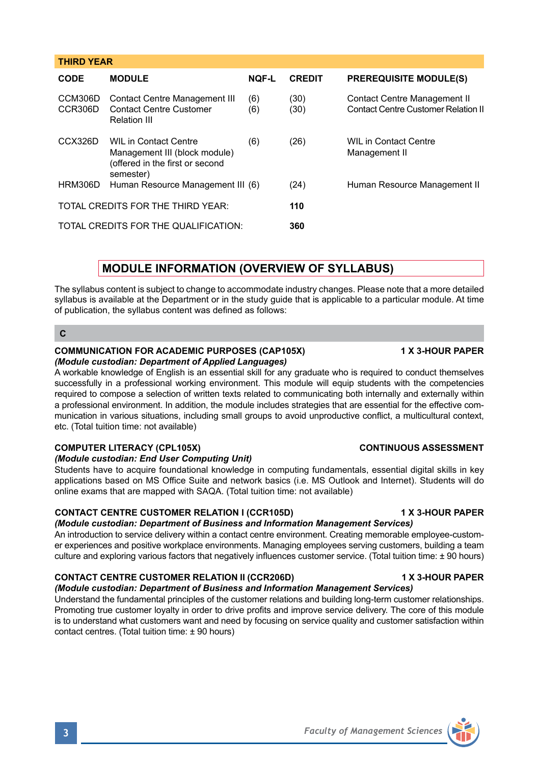| THIRD YEAR | | | | |
|---|---|---|---|---|
| **CODE** | **MODULE** | **NQF-L** | **CREDIT** | **PREREQUISITE MODULE(S)** |
| CCM306D | Contact Centre Management III | (6) | (30) | Contact Centre Management II |
| CCR306D | Contact Centre Customer Relation III | (6) | (30) | Contact Centre Customer Relation II |
| CCX326D | WIL in Contact Centre Management III (block module) (offered in the first or second semester) | (6) | (26) | WIL in Contact Centre Management II |
| HRM306D | Human Resource Management III | (6) | (24) | Human Resource Management II |
| TOTAL CREDITS FOR THE THIRD YEAR: | | | **110** | |
| TOTAL CREDITS FOR THE QUALIFICATION: | | | **360** | |

## MODULE INFORMATION (OVERVIEW OF SYLLABUS)

The syllabus content is subject to change to accommodate industry changes. Please note that a more detailed syllabus is available at the Department or in the study guide that is applicable to a particular module. At time of publication, the syllabus content was defined as follows:

### C

**COMMUNICATION FOR ACADEMIC PURPOSES (CAP105X)** — **1 X 3-HOUR PAPER**
***(Module custodian: Department of Applied Languages)***
A workable knowledge of English is an essential skill for any graduate who is required to conduct themselves successfully in a professional working environment. This module will equip students with the competencies required to compose a selection of written texts related to communicating both internally and externally within a professional environment. In addition, the module includes strategies that are essential for the effective communication in various situations, including small groups to avoid unproductive conflict, a multicultural context, etc. (Total tuition time: not available)

**COMPUTER LITERACY (CPL105X)** — **CONTINUOUS ASSESSMENT**
***(Module custodian: End User Computing Unit)***
Students have to acquire foundational knowledge in computing fundamentals, essential digital skills in key applications based on MS Office Suite and network basics (i.e. MS Outlook and Internet). Students will do online exams that are mapped with SAQA. (Total tuition time: not available)

**CONTACT CENTRE CUSTOMER RELATION I (CCR105D)** — **1 X 3-HOUR PAPER**
***(Module custodian: Department of Business and Information Management Services)***
An introduction to service delivery within a contact centre environment. Creating memorable employee-customer experiences and positive workplace environments. Managing employees serving customers, building a team culture and exploring various factors that negatively influences customer service. (Total tuition time: ± 90 hours)

**CONTACT CENTRE CUSTOMER RELATION II (CCR206D)** — **1 X 3-HOUR PAPER**
***(Module custodian: Department of Business and Information Management Services)***
Understand the fundamental principles of the customer relations and building long-term customer relationships. Promoting true customer loyalty in order to drive profits and improve service delivery. The core of this module is to understand what customers want and need by focusing on service quality and customer satisfaction within contact centres. (Total tuition time: ± 90 hours)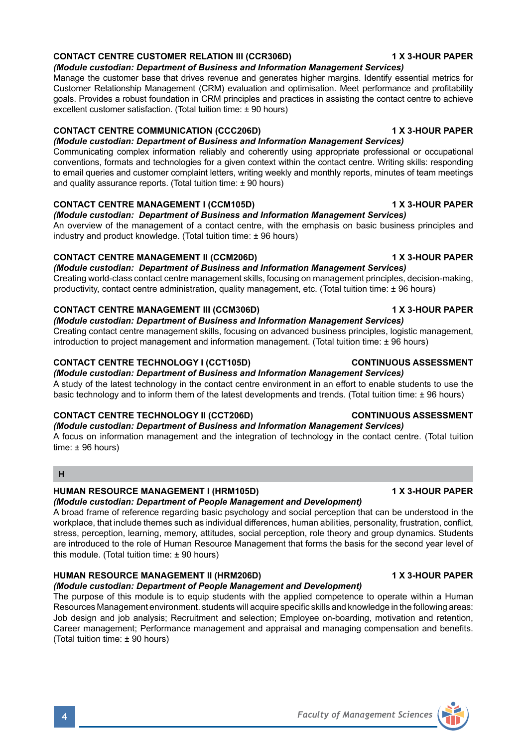### CONTACT CENTRE CUSTOMER RELATION III (CCR306D) — 1 X 3-HOUR PAPER

*(Module custodian: Department of Business and Information Management Services)*

Manage the customer base that drives revenue and generates higher margins. Identify essential metrics for Customer Relationship Management (CRM) evaluation and optimisation. Meet performance and profitability goals. Provides a robust foundation in CRM principles and practices in assisting the contact centre to achieve excellent customer satisfaction. (Total tuition time: ± 90 hours)

### CONTACT CENTRE COMMUNICATION (CCC206D) — 1 X 3-HOUR PAPER

*(Module custodian: Department of Business and Information Management Services)*

Communicating complex information reliably and coherently using appropriate professional or occupational conventions, formats and technologies for a given context within the contact centre. Writing skills: responding to email queries and customer complaint letters, writing weekly and monthly reports, minutes of team meetings and quality assurance reports. (Total tuition time: ± 90 hours)

### CONTACT CENTRE MANAGEMENT I (CCM105D) — 1 X 3-HOUR PAPER

*(Module custodian: Department of Business and Information Management Services)*

An overview of the management of a contact centre, with the emphasis on basic business principles and industry and product knowledge. (Total tuition time: ± 96 hours)

### CONTACT CENTRE MANAGEMENT II (CCM206D) — 1 X 3-HOUR PAPER

*(Module custodian: Department of Business and Information Management Services)*

Creating world-class contact centre management skills, focusing on management principles, decision-making, productivity, contact centre administration, quality management, etc. (Total tuition time: ± 96 hours)

### CONTACT CENTRE MANAGEMENT III (CCM306D) — 1 X 3-HOUR PAPER

*(Module custodian: Department of Business and Information Management Services)*

Creating contact centre management skills, focusing on advanced business principles, logistic management, introduction to project management and information management. (Total tuition time: ± 96 hours)

### CONTACT CENTRE TECHNOLOGY I (CCT105D) — CONTINUOUS ASSESSMENT

*(Module custodian: Department of Business and Information Management Services)*

A study of the latest technology in the contact centre environment in an effort to enable students to use the basic technology and to inform them of the latest developments and trends. (Total tuition time: ± 96 hours)

### CONTACT CENTRE TECHNOLOGY II (CCT206D) — CONTINUOUS ASSESSMENT

*(Module custodian: Department of Business and Information Management Services)*

A focus on information management and the integration of technology in the contact centre. (Total tuition time: ± 96 hours)

## H

### HUMAN RESOURCE MANAGEMENT I (HRM105D) — 1 X 3-HOUR PAPER

*(Module custodian: Department of People Management and Development)*

A broad frame of reference regarding basic psychology and social perception that can be understood in the workplace, that include themes such as individual differences, human abilities, personality, frustration, conflict, stress, perception, learning, memory, attitudes, social perception, role theory and group dynamics. Students are introduced to the role of Human Resource Management that forms the basis for the second year level of this module. (Total tuition time: ± 90 hours)

### HUMAN RESOURCE MANAGEMENT II (HRM206D) — 1 X 3-HOUR PAPER

*(Module custodian: Department of People Management and Development)*

The purpose of this module is to equip students with the applied competence to operate within a Human Resources Management environment. students will acquire specific skills and knowledge in the following areas: Job design and job analysis; Recruitment and selection; Employee on-boarding, motivation and retention, Career management; Performance management and appraisal and managing compensation and benefits. (Total tuition time: ± 90 hours)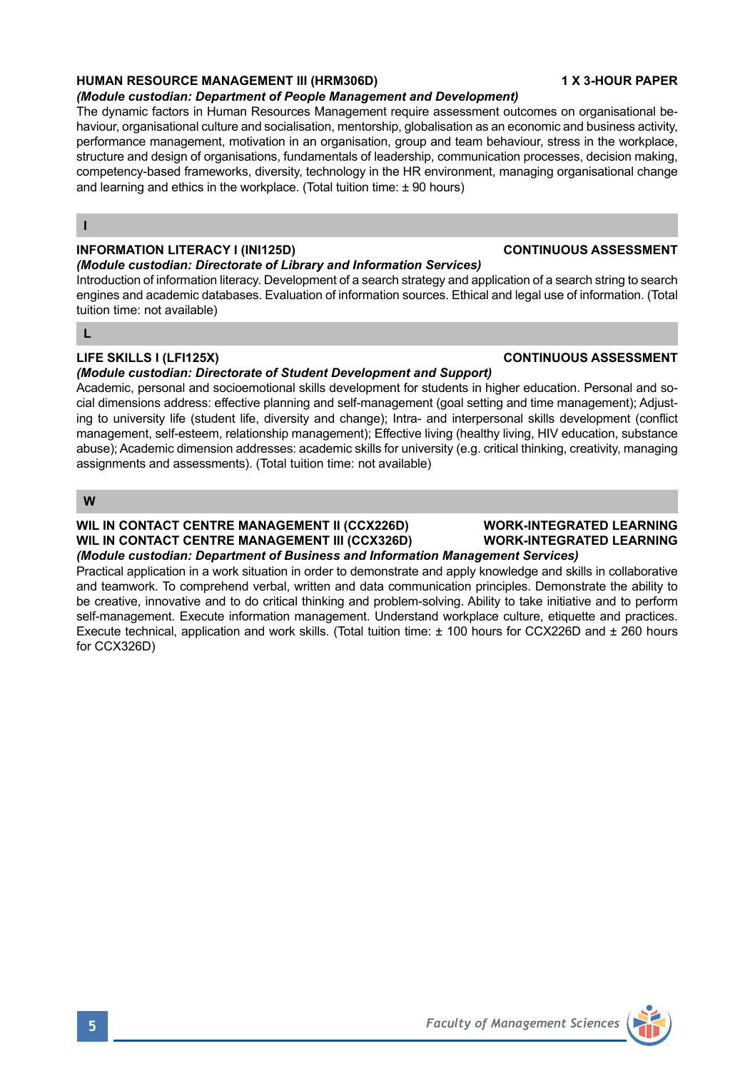**HUMAN RESOURCE MANAGEMENT III (HRM306D)** **1 X 3-HOUR PAPER**

***(Module custodian: Department of People Management and Development)***

The dynamic factors in Human Resources Management require assessment outcomes on organisational behaviour, organisational culture and socialisation, mentorship, globalisation as an economic and business activity, performance management, motivation in an organisation, group and team behaviour, stress in the workplace, structure and design of organisations, fundamentals of leadership, communication processes, decision making, competency-based frameworks, diversity, technology in the HR environment, managing organisational change and learning and ethics in the workplace. (Total tuition time: ± 90 hours)

## I

**INFORMATION LITERACY I (INI125D)** **CONTINUOUS ASSESSMENT**

***(Module custodian: Directorate of Library and Information Services)***

Introduction of information literacy. Development of a search strategy and application of a search string to search engines and academic databases. Evaluation of information sources. Ethical and legal use of information. (Total tuition time: not available)

## L

**LIFE SKILLS I (LFI125X)** **CONTINUOUS ASSESSMENT**

***(Module custodian: Directorate of Student Development and Support)***

Academic, personal and socioemotional skills development for students in higher education. Personal and social dimensions address: effective planning and self-management (goal setting and time management); Adjusting to university life (student life, diversity and change); Intra- and interpersonal skills development (conflict management, self-esteem, relationship management); Effective living (healthy living, HIV education, substance abuse); Academic dimension addresses: academic skills for university (e.g. critical thinking, creativity, managing assignments and assessments). (Total tuition time: not available)

## W

**WIL IN CONTACT CENTRE MANAGEMENT II (CCX226D)** **WORK-INTEGRATED LEARNING**
**WIL IN CONTACT CENTRE MANAGEMENT III (CCX326D)** **WORK-INTEGRATED LEARNING**

***(Module custodian: Department of Business and Information Management Services)***

Practical application in a work situation in order to demonstrate and apply knowledge and skills in collaborative and teamwork. To comprehend verbal, written and data communication principles. Demonstrate the ability to be creative, innovative and to do critical thinking and problem-solving. Ability to take initiative and to perform self-management. Execute information management. Understand workplace culture, etiquette and practices. Execute technical, application and work skills. (Total tuition time: ± 100 hours for CCX226D and ± 260 hours for CCX326D)